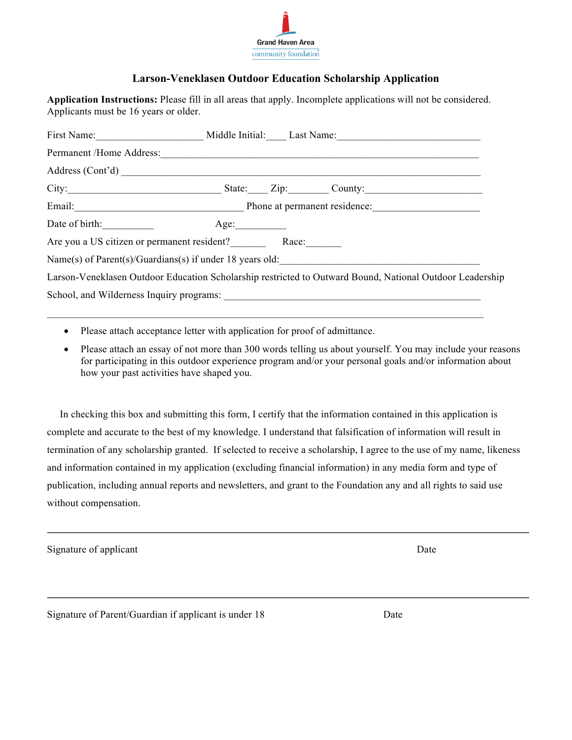Grand Haven Area
community foundation

# Larson-Veneklasen Outdoor Education Scholarship Application

**Application Instructions:** Please fill in all areas that apply. Incomplete applications will not be considered. Applicants must be 16 years or older.

First Name:____________________ Middle Initial:____ Last Name:___________________________

Permanent /Home Address:____________________________________________________________

Address (Cont'd) ___________________________________________________________________

City:_____________________________ State:____ Zip:________ County:______________________

Email:_________________________________ Phone at permanent residence:____________________

Date of birth:__________ Age:__________

Are you a US citizen or permanent resident?_______ Race:_______

Name(s) of Parent(s)/Guardians(s) if under 18 years old:_____________________________________

Larson-Veneklasen Outdoor Education Scholarship restricted to Outward Bound, National Outdoor Leadership School, and Wilderness Inquiry programs: _________________________________________________

___________________________________________________________________________________

- Please attach acceptance letter with application for proof of admittance.
- Please attach an essay of not more than 300 words telling us about yourself. You may include your reasons for participating in this outdoor experience program and/or your personal goals and/or information about how your past activities have shaped you.

In checking this box and submitting this form, I certify that the information contained in this application is complete and accurate to the best of my knowledge. I understand that falsification of information will result in termination of any scholarship granted. If selected to receive a scholarship, I agree to the use of my name, likeness and information contained in my application (excluding financial information) in any media form and type of publication, including annual reports and newsletters, and grant to the Foundation any and all rights to said use without compensation.

___________________________________________________________________________________

Signature of applicant Date

___________________________________________________________________________________

Signature of Parent/Guardian if applicant is under 18 Date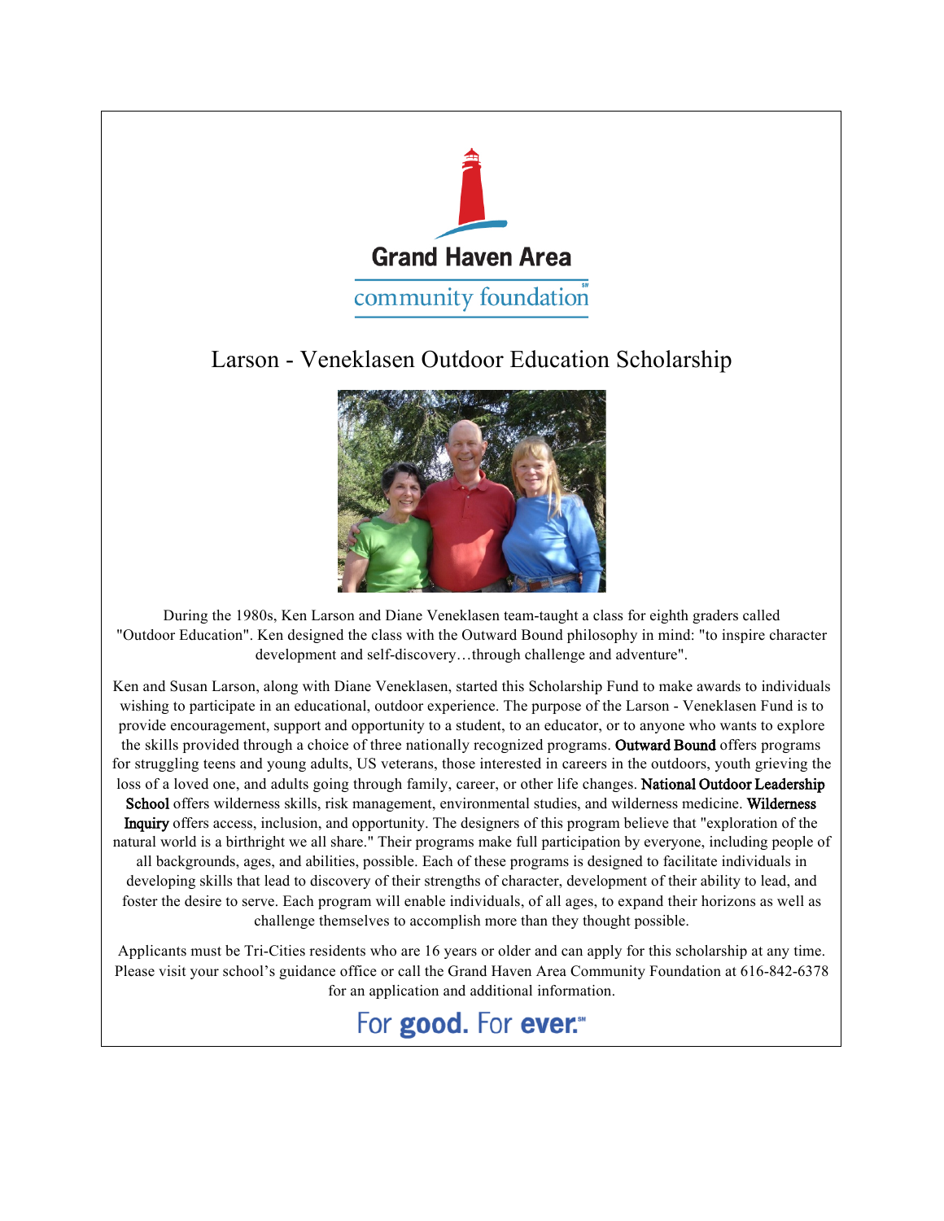Grand Haven Area

community foundation

# Larson - Veneklasen Outdoor Education Scholarship

During the 1980s, Ken Larson and Diane Veneklasen team-taught a class for eighth graders called "Outdoor Education". Ken designed the class with the Outward Bound philosophy in mind: "to inspire character development and self-discovery…through challenge and adventure".

Ken and Susan Larson, along with Diane Veneklasen, started this Scholarship Fund to make awards to individuals wishing to participate in an educational, outdoor experience. The purpose of the Larson - Veneklasen Fund is to provide encouragement, support and opportunity to a student, to an educator, or to anyone who wants to explore the skills provided through a choice of three nationally recognized programs. Outward Bound offers programs for struggling teens and young adults, US veterans, those interested in careers in the outdoors, youth grieving the loss of a loved one, and adults going through family, career, or other life changes. National Outdoor Leadership School offers wilderness skills, risk management, environmental studies, and wilderness medicine. Wilderness Inquiry offers access, inclusion, and opportunity. The designers of this program believe that "exploration of the natural world is a birthright we all share." Their programs make full participation by everyone, including people of all backgrounds, ages, and abilities, possible. Each of these programs is designed to facilitate individuals in developing skills that lead to discovery of their strengths of character, development of their ability to lead, and foster the desire to serve. Each program will enable individuals, of all ages, to expand their horizons as well as challenge themselves to accomplish more than they thought possible.

Applicants must be Tri-Cities residents who are 16 years or older and can apply for this scholarship at any time. Please visit your school's guidance office or call the Grand Haven Area Community Foundation at 616-842-6378 for an application and additional information.

For **good.** For **ever.**